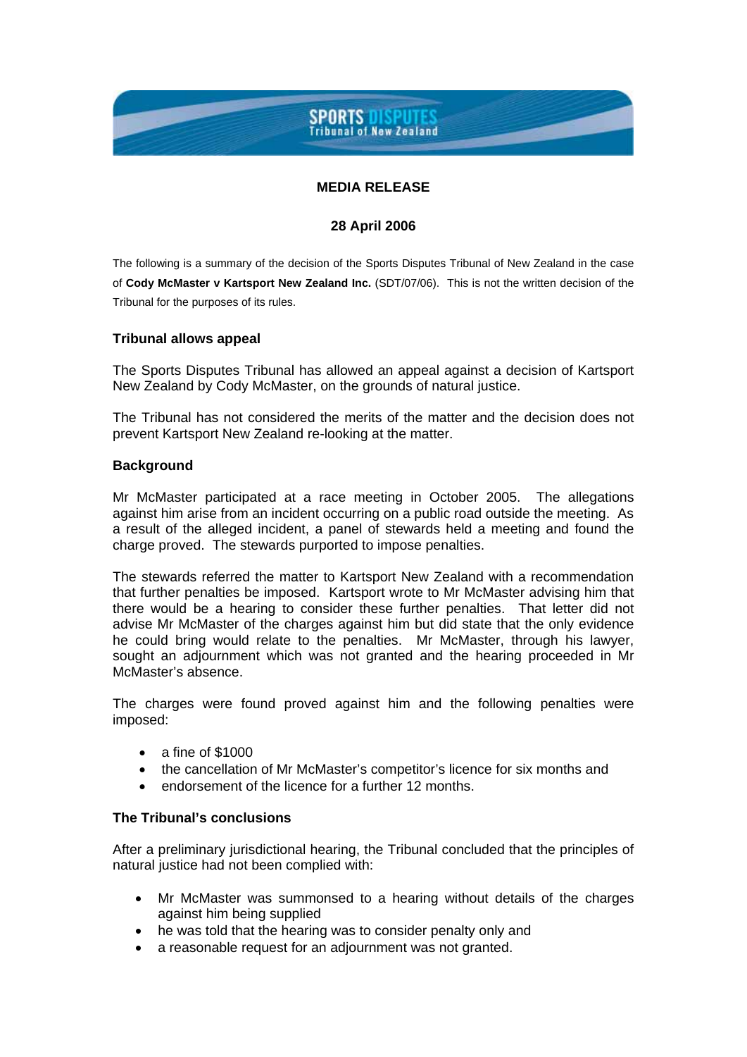SPORTS DISPUTES
Tribunal of New Zealand

**MEDIA RELEASE**

**28 April 2006**

The following is a summary of the decision of the Sports Disputes Tribunal of New Zealand in the case of **Cody McMaster v Kartsport New Zealand Inc.** (SDT/07/06). This is not the written decision of the Tribunal for the purposes of its rules.

### Tribunal allows appeal

The Sports Disputes Tribunal has allowed an appeal against a decision of Kartsport New Zealand by Cody McMaster, on the grounds of natural justice.

The Tribunal has not considered the merits of the matter and the decision does not prevent Kartsport New Zealand re-looking at the matter.

### Background

Mr McMaster participated at a race meeting in October 2005. The allegations against him arise from an incident occurring on a public road outside the meeting. As a result of the alleged incident, a panel of stewards held a meeting and found the charge proved. The stewards purported to impose penalties.

The stewards referred the matter to Kartsport New Zealand with a recommendation that further penalties be imposed. Kartsport wrote to Mr McMaster advising him that there would be a hearing to consider these further penalties. That letter did not advise Mr McMaster of the charges against him but did state that the only evidence he could bring would relate to the penalties. Mr McMaster, through his lawyer, sought an adjournment which was not granted and the hearing proceeded in Mr McMaster's absence.

The charges were found proved against him and the following penalties were imposed:

- a fine of $1000
- the cancellation of Mr McMaster's competitor's licence for six months and
- endorsement of the licence for a further 12 months.

### The Tribunal's conclusions

After a preliminary jurisdictional hearing, the Tribunal concluded that the principles of natural justice had not been complied with:

- Mr McMaster was summonsed to a hearing without details of the charges against him being supplied
- he was told that the hearing was to consider penalty only and
- a reasonable request for an adjournment was not granted.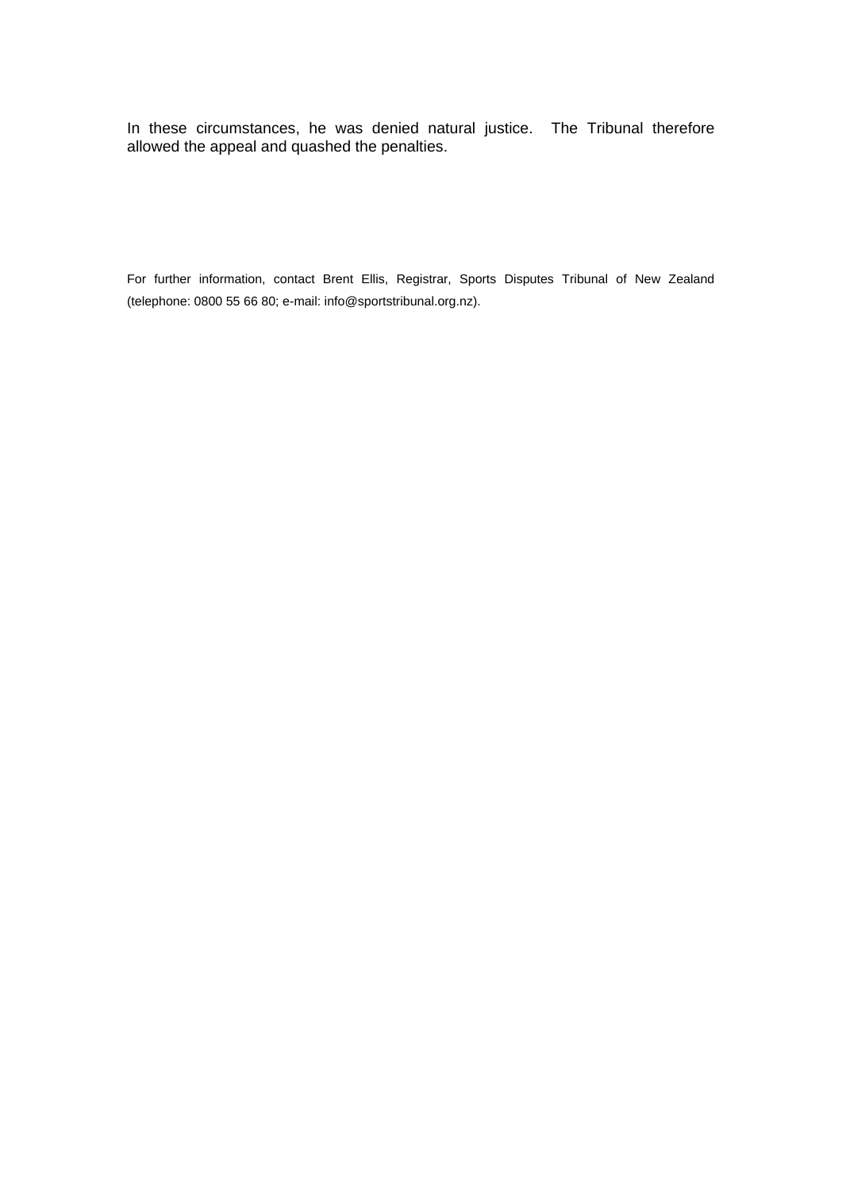In these circumstances, he was denied natural justice. The Tribunal therefore allowed the appeal and quashed the penalties.

For further information, contact Brent Ellis, Registrar, Sports Disputes Tribunal of New Zealand (telephone: 0800 55 66 80; e-mail: info@sportstribunal.org.nz).